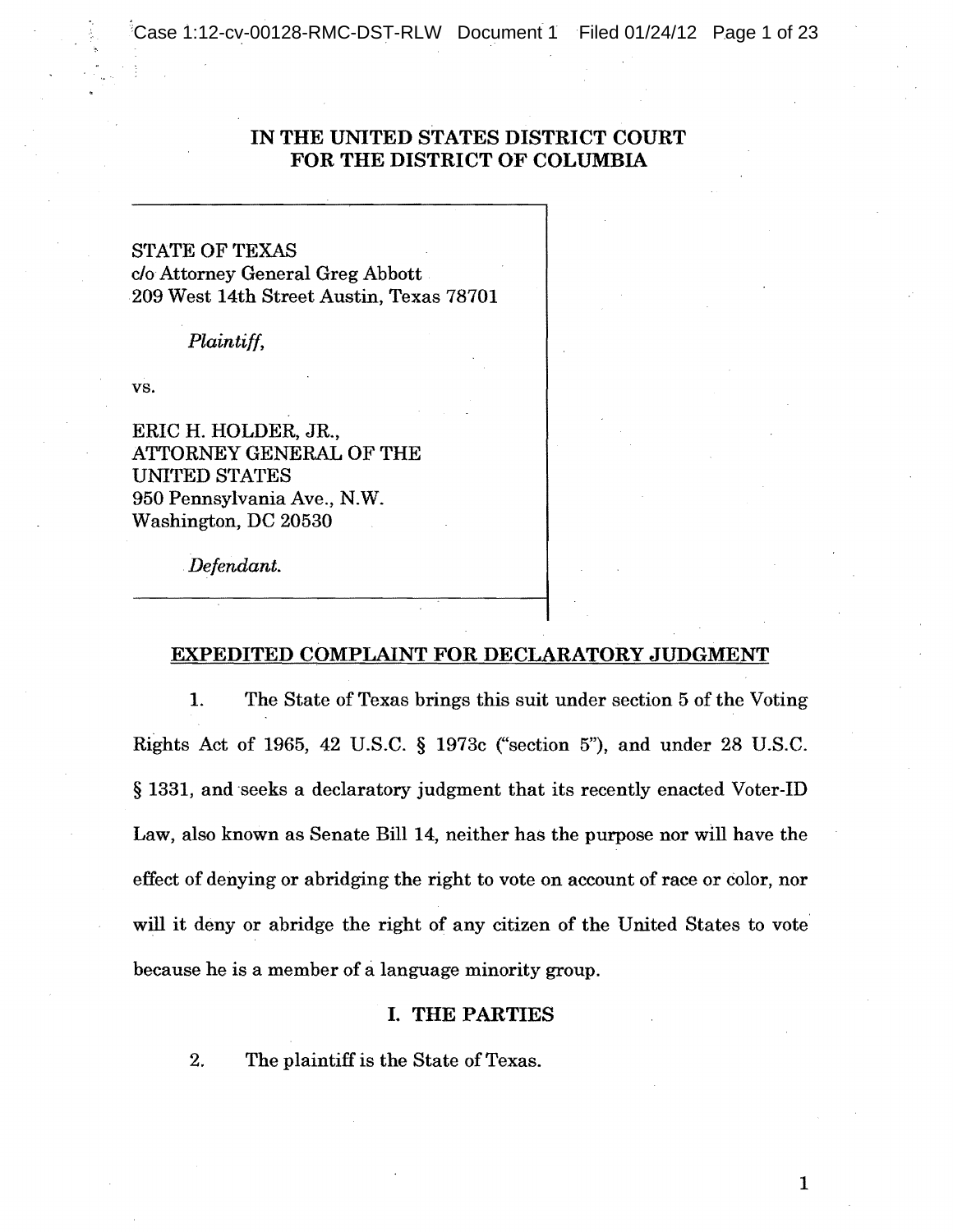**IN THE UNITED STATES DISTRICT COURT FOR THE DISTRICT OF COLUMBIA**

STATE OF TEXAS
c/o Attorney General Greg Abbott
209 West 14th Street Austin, Texas 78701

*Plaintiff,*

vs.

ERIC H. HOLDER, JR.,
ATTORNEY GENERAL OF THE UNITED STATES
950 Pennsylvania Ave., N.W.
Washington, DC 20530

*Defendant.*

## EXPEDITED COMPLAINT FOR DECLARATORY JUDGMENT

1. The State of Texas brings this suit under section 5 of the Voting Rights Act of 1965, 42 U.S.C. § 1973c ("section 5"), and under 28 U.S.C. § 1331, and seeks a declaratory judgment that its recently enacted Voter-ID Law, also known as Senate Bill 14, neither has the purpose nor will have the effect of denying or abridging the right to vote on account of race or color, nor will it deny or abridge the right of any citizen of the United States to vote because he is a member of a language minority group.

## I. THE PARTIES

2. The plaintiff is the State of Texas.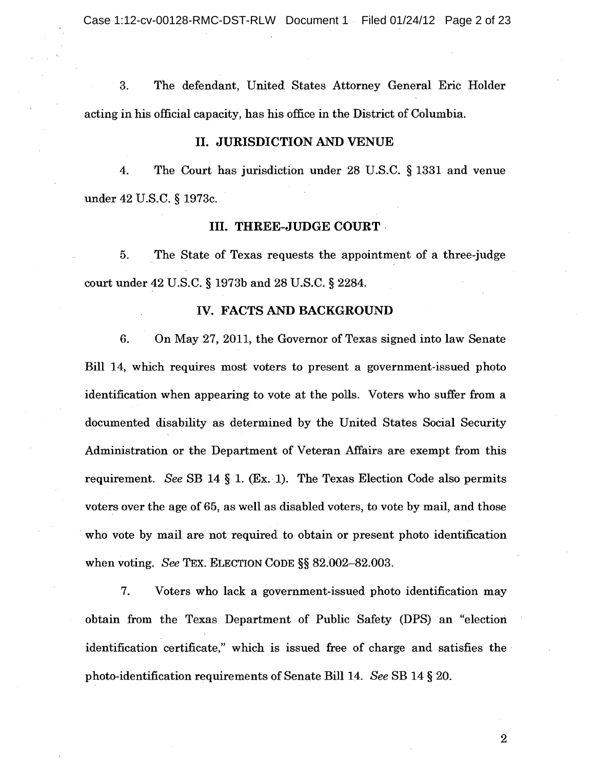3. The defendant, United States Attorney General Eric Holder acting in his official capacity, has his office in the District of Columbia.

## II. JURISDICTION AND VENUE

4. The Court has jurisdiction under 28 U.S.C. § 1331 and venue under 42 U.S.C. § 1973c.

## III. THREE-JUDGE COURT

5. The State of Texas requests the appointment of a three-judge court under 42 U.S.C. § 1973b and 28 U.S.C. § 2284.

## IV. FACTS AND BACKGROUND

6. On May 27, 2011, the Governor of Texas signed into law Senate Bill 14, which requires most voters to present a government-issued photo identification when appearing to vote at the polls. Voters who suffer from a documented disability as determined by the United States Social Security Administration or the Department of Veteran Affairs are exempt from this requirement. *See* SB 14 § 1. (Ex. 1). The Texas Election Code also permits voters over the age of 65, as well as disabled voters, to vote by mail, and those who vote by mail are not required to obtain or present photo identification when voting. *See* TEX. ELECTION CODE §§ 82.002–82.003.

7. Voters who lack a government-issued photo identification may obtain from the Texas Department of Public Safety (DPS) an "election identification certificate," which is issued free of charge and satisfies the photo-identification requirements of Senate Bill 14. *See* SB 14 § 20.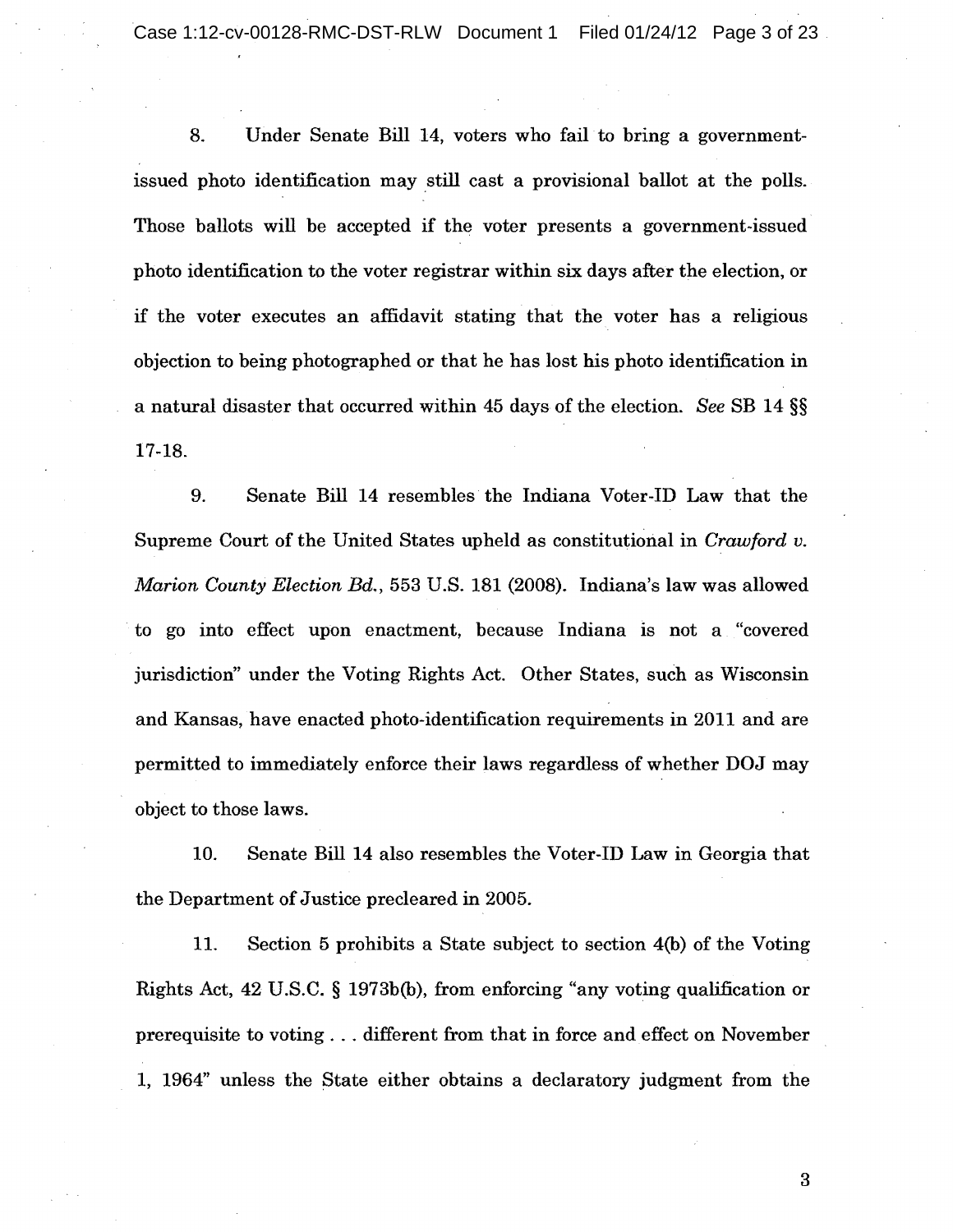8. Under Senate Bill 14, voters who fail to bring a government-issued photo identification may still cast a provisional ballot at the polls. Those ballots will be accepted if the voter presents a government-issued photo identification to the voter registrar within six days after the election, or if the voter executes an affidavit stating that the voter has a religious objection to being photographed or that he has lost his photo identification in a natural disaster that occurred within 45 days of the election. *See* SB 14 §§ 17-18.

9. Senate Bill 14 resembles the Indiana Voter-ID Law that the Supreme Court of the United States upheld as constitutional in *Crawford v. Marion County Election Bd.*, 553 U.S. 181 (2008). Indiana's law was allowed to go into effect upon enactment, because Indiana is not a "covered jurisdiction" under the Voting Rights Act. Other States, such as Wisconsin and Kansas, have enacted photo-identification requirements in 2011 and are permitted to immediately enforce their laws regardless of whether DOJ may object to those laws.

10. Senate Bill 14 also resembles the Voter-ID Law in Georgia that the Department of Justice precleared in 2005.

11. Section 5 prohibits a State subject to section 4(b) of the Voting Rights Act, 42 U.S.C. § 1973b(b), from enforcing "any voting qualification or prerequisite to voting . . . different from that in force and effect on November 1, 1964" unless the State either obtains a declaratory judgment from the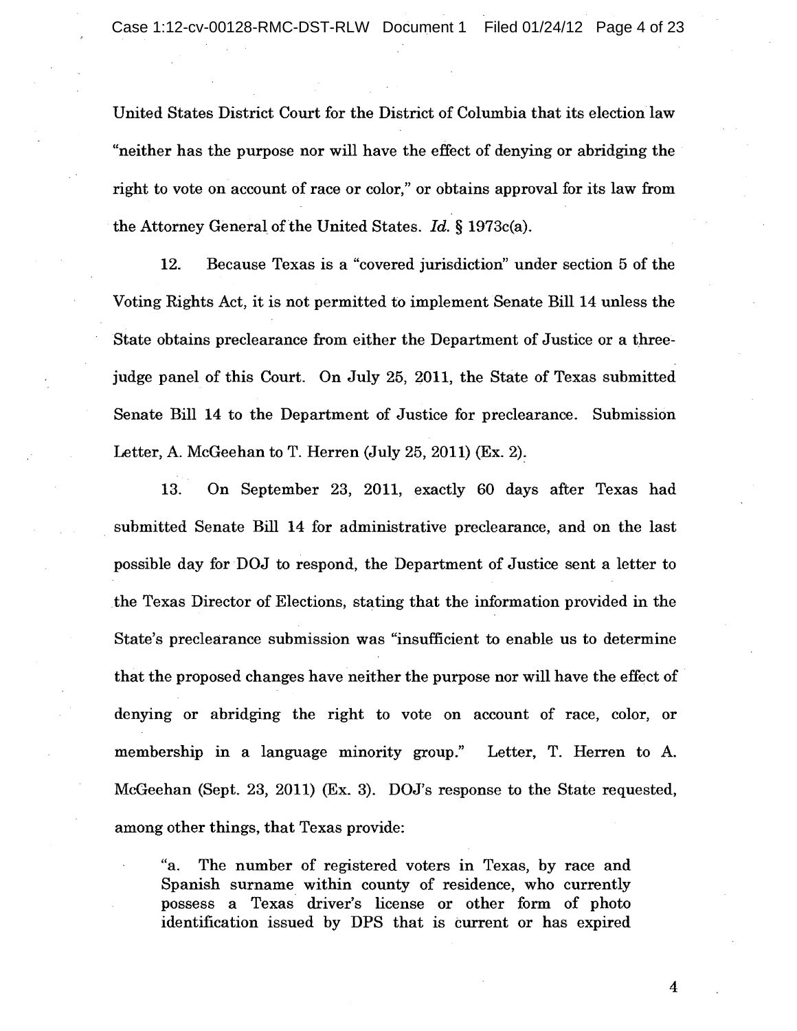United States District Court for the District of Columbia that its election law "neither has the purpose nor will have the effect of denying or abridging the right to vote on account of race or color," or obtains approval for its law from the Attorney General of the United States. *Id.* § 1973c(a).

12. Because Texas is a "covered jurisdiction" under section 5 of the Voting Rights Act, it is not permitted to implement Senate Bill 14 unless the State obtains preclearance from either the Department of Justice or a three-judge panel of this Court. On July 25, 2011, the State of Texas submitted Senate Bill 14 to the Department of Justice for preclearance. Submission Letter, A. McGeehan to T. Herren (July 25, 2011) (Ex. 2).

13. On September 23, 2011, exactly 60 days after Texas had submitted Senate Bill 14 for administrative preclearance, and on the last possible day for DOJ to respond, the Department of Justice sent a letter to the Texas Director of Elections, stating that the information provided in the State's preclearance submission was "insufficient to enable us to determine that the proposed changes have neither the purpose nor will have the effect of denying or abridging the right to vote on account of race, color, or membership in a language minority group." Letter, T. Herren to A. McGeehan (Sept. 23, 2011) (Ex. 3). DOJ's response to the State requested, among other things, that Texas provide:

> "a. The number of registered voters in Texas, by race and Spanish surname within county of residence, who currently possess a Texas driver's license or other form of photo identification issued by DPS that is current or has expired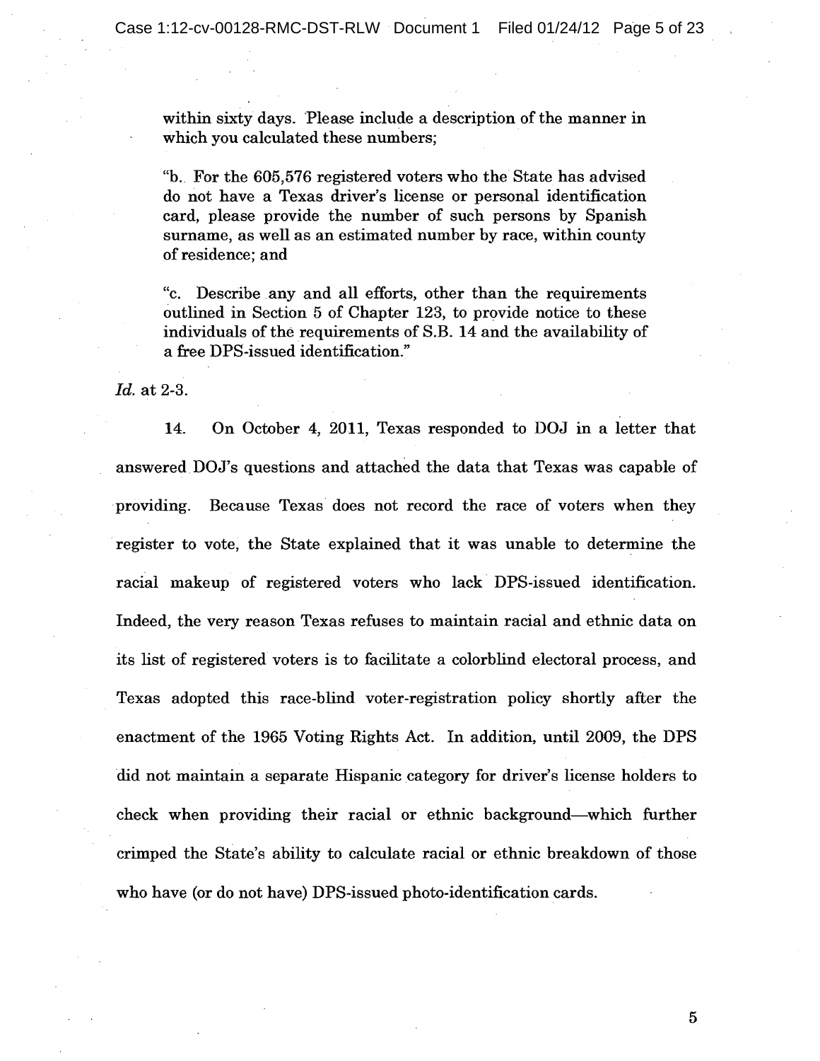within sixty days. Please include a description of the manner in which you calculated these numbers;

"b. For the 605,576 registered voters who the State has advised do not have a Texas driver's license or personal identification card, please provide the number of such persons by Spanish surname, as well as an estimated number by race, within county of residence; and

"c. Describe any and all efforts, other than the requirements outlined in Section 5 of Chapter 123, to provide notice to these individuals of the requirements of S.B. 14 and the availability of a free DPS-issued identification."

*Id.* at 2-3.

14. On October 4, 2011, Texas responded to DOJ in a letter that answered DOJ's questions and attached the data that Texas was capable of providing. Because Texas does not record the race of voters when they register to vote, the State explained that it was unable to determine the racial makeup of registered voters who lack DPS-issued identification. Indeed, the very reason Texas refuses to maintain racial and ethnic data on its list of registered voters is to facilitate a colorblind electoral process, and Texas adopted this race-blind voter-registration policy shortly after the enactment of the 1965 Voting Rights Act. In addition, until 2009, the DPS did not maintain a separate Hispanic category for driver's license holders to check when providing their racial or ethnic background—which further crimped the State's ability to calculate racial or ethnic breakdown of those who have (or do not have) DPS-issued photo-identification cards.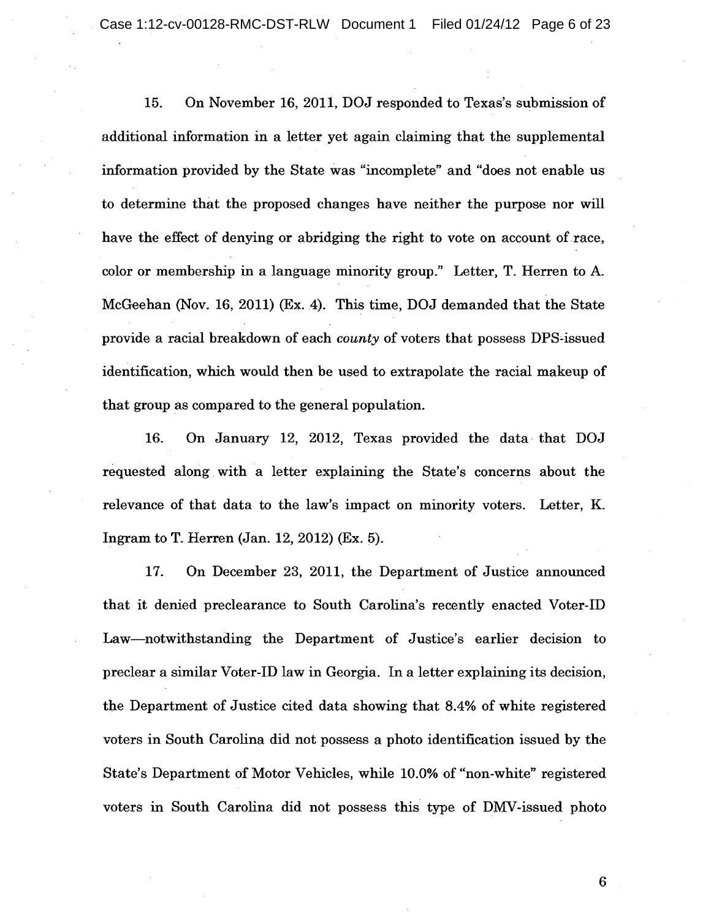15. On November 16, 2011, DOJ responded to Texas's submission of additional information in a letter yet again claiming that the supplemental information provided by the State was "incomplete" and "does not enable us to determine that the proposed changes have neither the purpose nor will have the effect of denying or abridging the right to vote on account of race, color or membership in a language minority group." Letter, T. Herren to A. McGeehan (Nov. 16, 2011) (Ex. 4). This time, DOJ demanded that the State provide a racial breakdown of each *county* of voters that possess DPS-issued identification, which would then be used to extrapolate the racial makeup of that group as compared to the general population.

16. On January 12, 2012, Texas provided the data that DOJ requested along with a letter explaining the State's concerns about the relevance of that data to the law's impact on minority voters. Letter, K. Ingram to T. Herren (Jan. 12, 2012) (Ex. 5).

17. On December 23, 2011, the Department of Justice announced that it denied preclearance to South Carolina's recently enacted Voter-ID Law—notwithstanding the Department of Justice's earlier decision to preclear a similar Voter-ID law in Georgia. In a letter explaining its decision, the Department of Justice cited data showing that 8.4% of white registered voters in South Carolina did not possess a photo identification issued by the State's Department of Motor Vehicles, while 10.0% of "non-white" registered voters in South Carolina did not possess this type of DMV-issued photo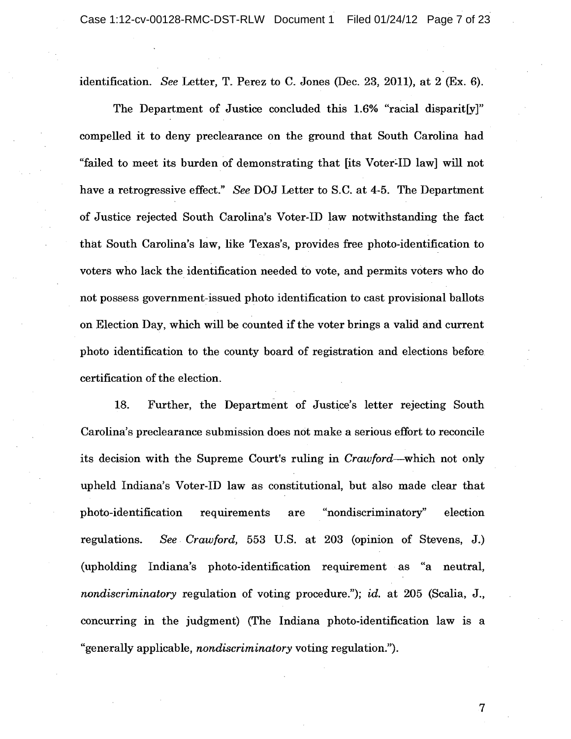identification. *See* Letter, T. Perez to C. Jones (Dec. 23, 2011), at 2 (Ex. 6).

The Department of Justice concluded this 1.6% "racial disparit[y]" compelled it to deny preclearance on the ground that South Carolina had "failed to meet its burden of demonstrating that [its Voter-ID law] will not have a retrogressive effect." *See* DOJ Letter to S.C. at 4-5. The Department of Justice rejected South Carolina's Voter-ID law notwithstanding the fact that South Carolina's law, like Texas's, provides free photo-identification to voters who lack the identification needed to vote, and permits voters who do not possess government-issued photo identification to cast provisional ballots on Election Day, which will be counted if the voter brings a valid and current photo identification to the county board of registration and elections before certification of the election.

18. Further, the Department of Justice's letter rejecting South Carolina's preclearance submission does not make a serious effort to reconcile its decision with the Supreme Court's ruling in *Crawford*—which not only upheld Indiana's Voter-ID law as constitutional, but also made clear that photo-identification requirements are "nondiscriminatory" election regulations. *See Crawford,* 553 U.S. at 203 (opinion of Stevens, J.) (upholding Indiana's photo-identification requirement as "a neutral, *nondiscriminatory* regulation of voting procedure."); *id.* at 205 (Scalia, J., concurring in the judgment) (The Indiana photo-identification law is a "generally applicable, *nondiscriminatory* voting regulation.").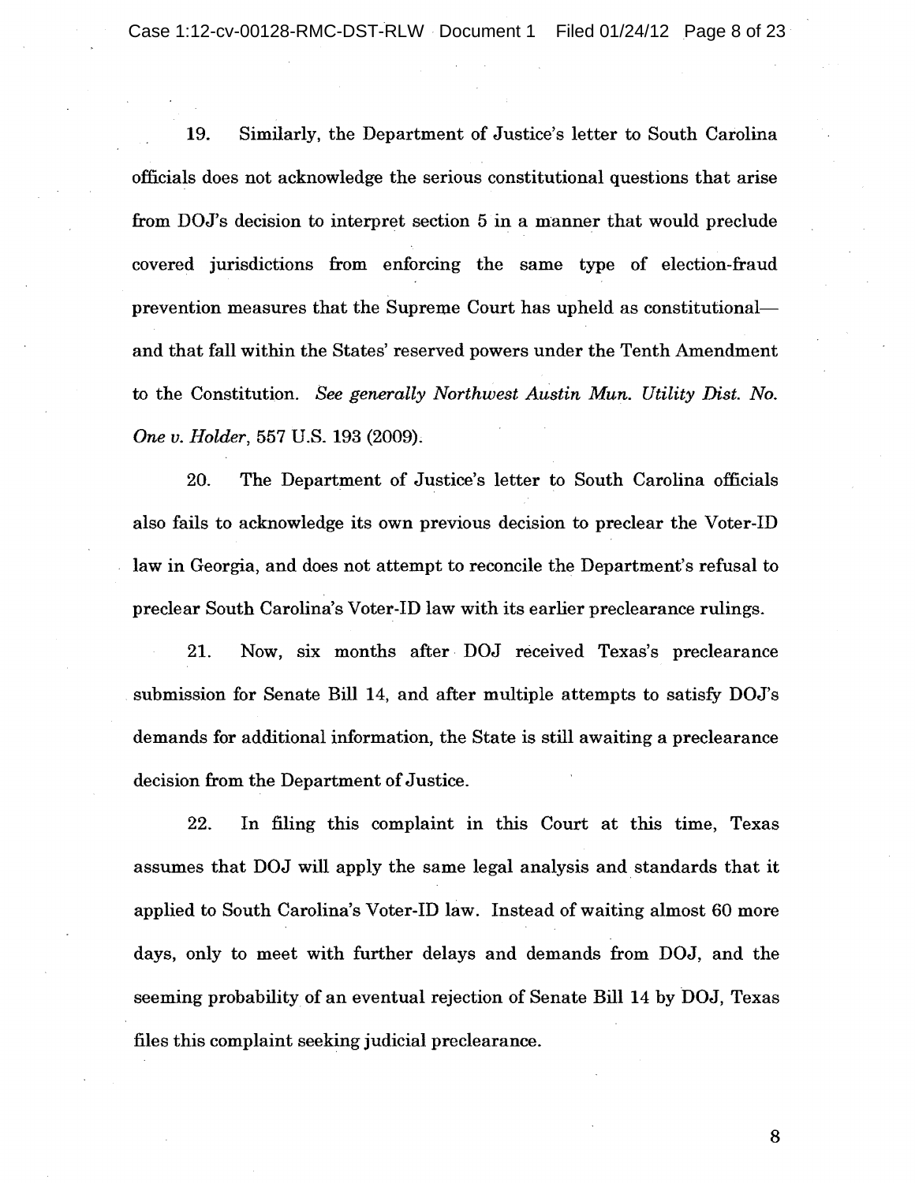19. Similarly, the Department of Justice's letter to South Carolina officials does not acknowledge the serious constitutional questions that arise from DOJ's decision to interpret section 5 in a manner that would preclude covered jurisdictions from enforcing the same type of election-fraud prevention measures that the Supreme Court has upheld as constitutional—and that fall within the States' reserved powers under the Tenth Amendment to the Constitution. *See generally Northwest Austin Mun. Utility Dist. No. One v. Holder*, 557 U.S. 193 (2009).

20. The Department of Justice's letter to South Carolina officials also fails to acknowledge its own previous decision to preclear the Voter-ID law in Georgia, and does not attempt to reconcile the Department's refusal to preclear South Carolina's Voter-ID law with its earlier preclearance rulings.

21. Now, six months after DOJ received Texas's preclearance submission for Senate Bill 14, and after multiple attempts to satisfy DOJ's demands for additional information, the State is still awaiting a preclearance decision from the Department of Justice.

22. In filing this complaint in this Court at this time, Texas assumes that DOJ will apply the same legal analysis and standards that it applied to South Carolina's Voter-ID law. Instead of waiting almost 60 more days, only to meet with further delays and demands from DOJ, and the seeming probability of an eventual rejection of Senate Bill 14 by DOJ, Texas files this complaint seeking judicial preclearance.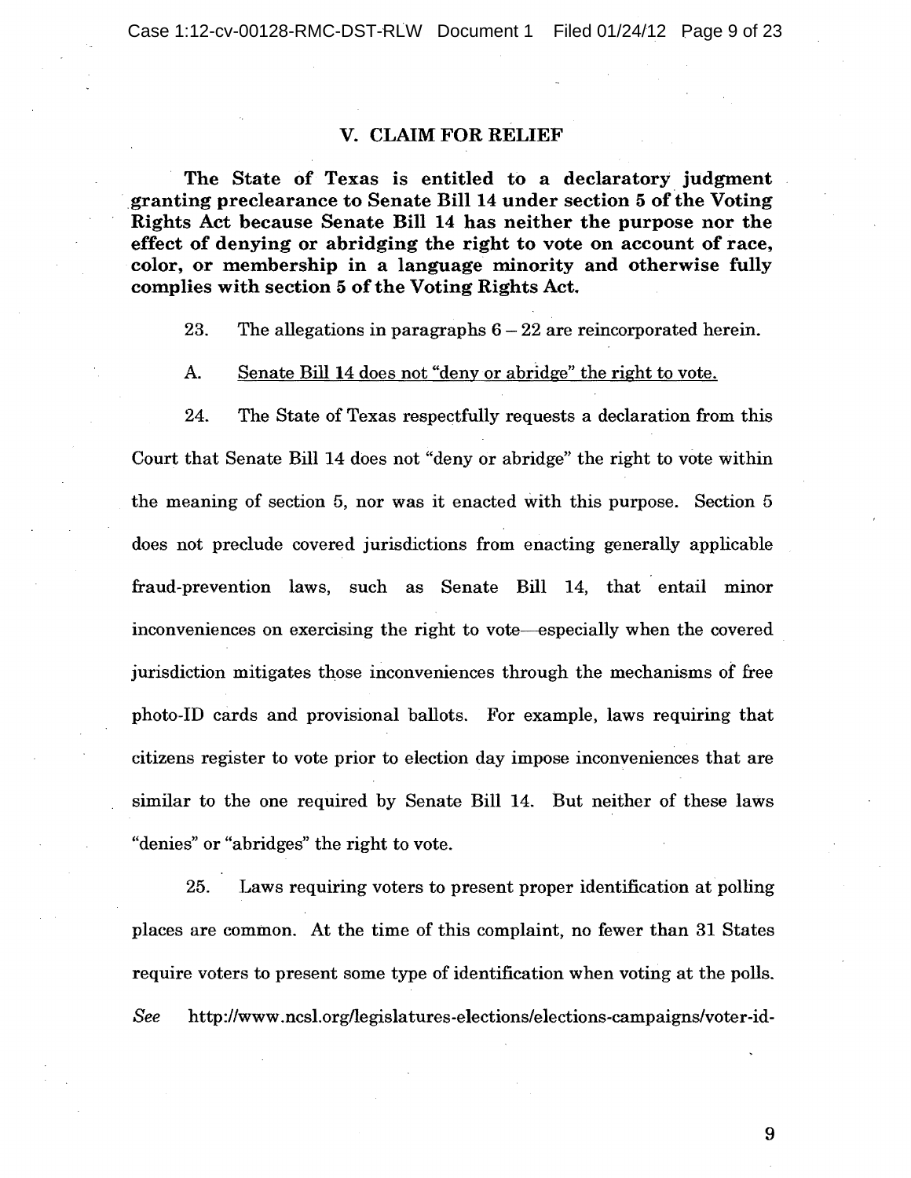## V. CLAIM FOR RELIEF

**The State of Texas is entitled to a declaratory judgment granting preclearance to Senate Bill 14 under section 5 of the Voting Rights Act because Senate Bill 14 has neither the purpose nor the effect of denying or abridging the right to vote on account of race, color, or membership in a language minority and otherwise fully complies with section 5 of the Voting Rights Act.**

23. The allegations in paragraphs 6 – 22 are reincorporated herein.

A. <u>Senate Bill 14 does not "deny or abridge" the right to vote.</u>

24. The State of Texas respectfully requests a declaration from this Court that Senate Bill 14 does not "deny or abridge" the right to vote within the meaning of section 5, nor was it enacted with this purpose. Section 5 does not preclude covered jurisdictions from enacting generally applicable fraud-prevention laws, such as Senate Bill 14, that entail minor inconveniences on exercising the right to vote—especially when the covered jurisdiction mitigates those inconveniences through the mechanisms of free photo-ID cards and provisional ballots. For example, laws requiring that citizens register to vote prior to election day impose inconveniences that are similar to the one required by Senate Bill 14. But neither of these laws "denies" or "abridges" the right to vote.

25. Laws requiring voters to present proper identification at polling places are common. At the time of this complaint, no fewer than 31 States require voters to present some type of identification when voting at the polls. *See* http://www.ncsl.org/legislatures-elections/elections-campaigns/voter-id-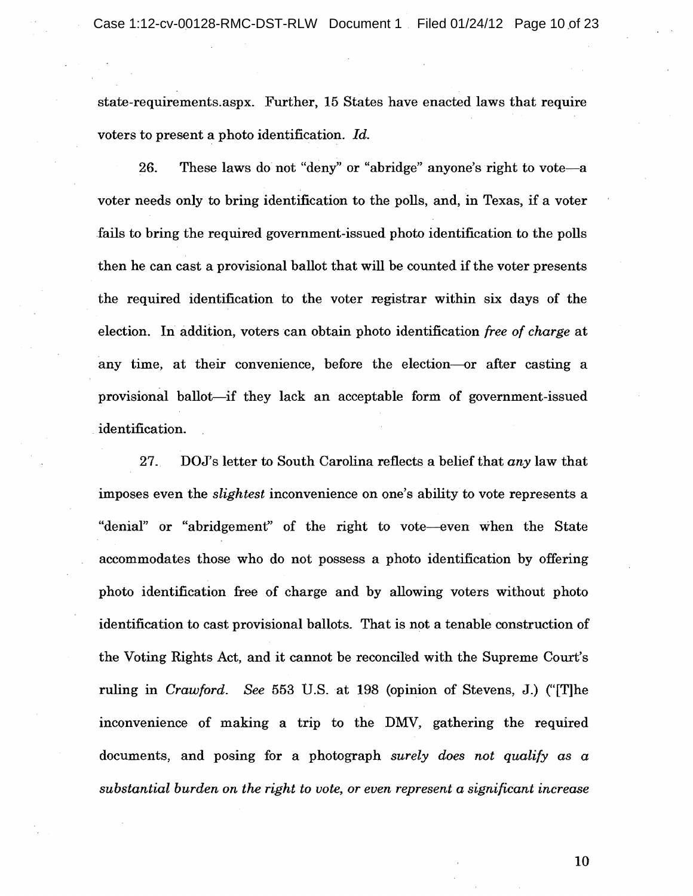state-requirements.aspx. Further, 15 States have enacted laws that require voters to present a photo identification. *Id.*

26. These laws do not "deny" or "abridge" anyone's right to vote—a voter needs only to bring identification to the polls, and, in Texas, if a voter fails to bring the required government-issued photo identification to the polls then he can cast a provisional ballot that will be counted if the voter presents the required identification to the voter registrar within six days of the election. In addition, voters can obtain photo identification *free of charge* at any time, at their convenience, before the election—or after casting a provisional ballot—if they lack an acceptable form of government-issued identification.

27. DOJ's letter to South Carolina reflects a belief that *any* law that imposes even the *slightest* inconvenience on one's ability to vote represents a "denial" or "abridgement" of the right to vote—even when the State accommodates those who do not possess a photo identification by offering photo identification free of charge and by allowing voters without photo identification to cast provisional ballots. That is not a tenable construction of the Voting Rights Act, and it cannot be reconciled with the Supreme Court's ruling in *Crawford*. *See* 553 U.S. at 198 (opinion of Stevens, J.) ("[T]he inconvenience of making a trip to the DMV, gathering the required documents, and posing for a photograph *surely does not qualify as a substantial burden on the right to vote, or even represent a significant increase*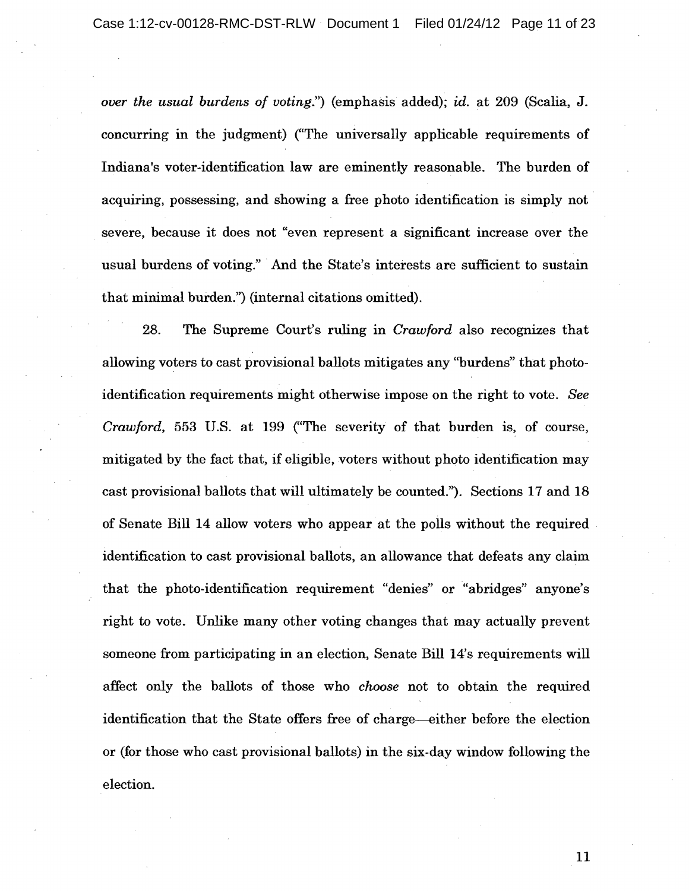*over the usual burdens of voting.*") (emphasis added); *id.* at 209 (Scalia, J. concurring in the judgment) ("The universally applicable requirements of Indiana's voter-identification law are eminently reasonable. The burden of acquiring, possessing, and showing a free photo identification is simply not severe, because it does not "even represent a significant increase over the usual burdens of voting." And the State's interests are sufficient to sustain that minimal burden.") (internal citations omitted).

28. The Supreme Court's ruling in *Crawford* also recognizes that allowing voters to cast provisional ballots mitigates any "burdens" that photo-identification requirements might otherwise impose on the right to vote. *See Crawford,* 553 U.S. at 199 ("The severity of that burden is, of course, mitigated by the fact that, if eligible, voters without photo identification may cast provisional ballots that will ultimately be counted."). Sections 17 and 18 of Senate Bill 14 allow voters who appear at the polls without the required identification to cast provisional ballots, an allowance that defeats any claim that the photo-identification requirement "denies" or "abridges" anyone's right to vote. Unlike many other voting changes that may actually prevent someone from participating in an election, Senate Bill 14's requirements will affect only the ballots of those who *choose* not to obtain the required identification that the State offers free of charge—either before the election or (for those who cast provisional ballots) in the six-day window following the election.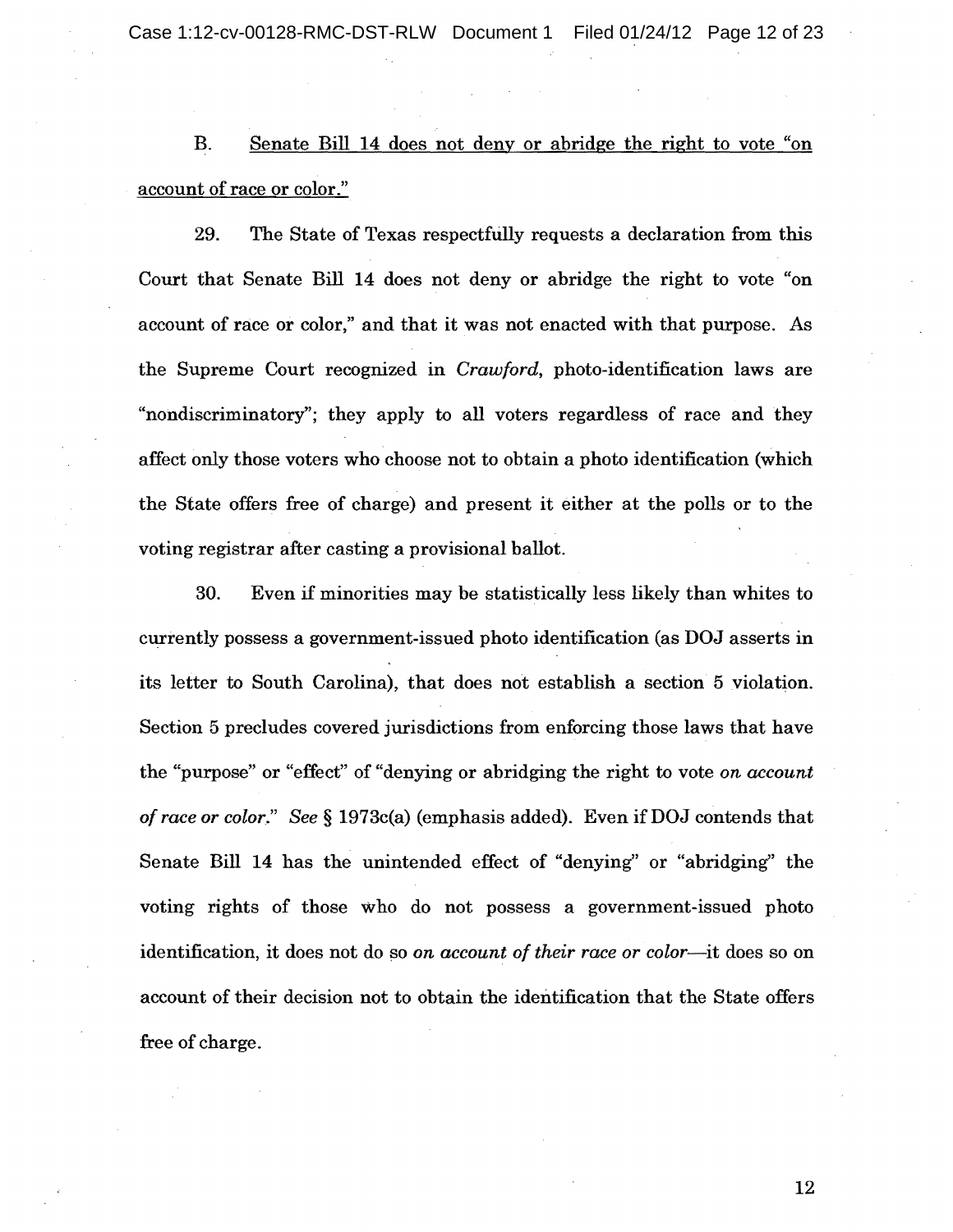B. <u>Senate Bill 14 does not deny or abridge the right to vote "on account of race or color."</u>

29. The State of Texas respectfully requests a declaration from this Court that Senate Bill 14 does not deny or abridge the right to vote "on account of race or color," and that it was not enacted with that purpose. As the Supreme Court recognized in *Crawford*, photo-identification laws are "nondiscriminatory"; they apply to all voters regardless of race and they affect only those voters who choose not to obtain a photo identification (which the State offers free of charge) and present it either at the polls or to the voting registrar after casting a provisional ballot.

30. Even if minorities may be statistically less likely than whites to currently possess a government-issued photo identification (as DOJ asserts in its letter to South Carolina), that does not establish a section 5 violation. Section 5 precludes covered jurisdictions from enforcing those laws that have the "purpose" or "effect" of "denying or abridging the right to vote *on account of race or color*." *See* § 1973c(a) (emphasis added). Even if DOJ contends that Senate Bill 14 has the unintended effect of "denying" or "abridging" the voting rights of those who do not possess a government-issued photo identification, it does not do so *on account of their race or color*—it does so on account of their decision not to obtain the identification that the State offers free of charge.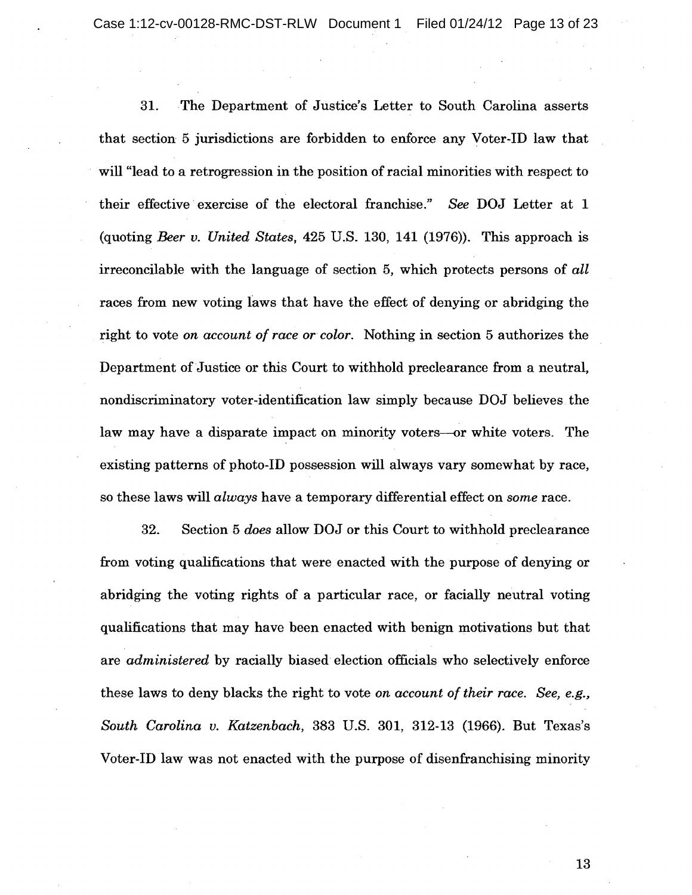31. The Department of Justice's Letter to South Carolina asserts that section 5 jurisdictions are forbidden to enforce any Voter-ID law that will "lead to a retrogression in the position of racial minorities with respect to their effective exercise of the electoral franchise." *See* DOJ Letter at 1 (quoting *Beer v. United States*, 425 U.S. 130, 141 (1976)). This approach is irreconcilable with the language of section 5, which protects persons of *all* races from new voting laws that have the effect of denying or abridging the right to vote *on account of race or color*. Nothing in section 5 authorizes the Department of Justice or this Court to withhold preclearance from a neutral, nondiscriminatory voter-identification law simply because DOJ believes the law may have a disparate impact on minority voters—or white voters. The existing patterns of photo-ID possession will always vary somewhat by race, so these laws will *always* have a temporary differential effect on *some* race.

32. Section 5 *does* allow DOJ or this Court to withhold preclearance from voting qualifications that were enacted with the purpose of denying or abridging the voting rights of a particular race, or facially neutral voting qualifications that may have been enacted with benign motivations but that are *administered* by racially biased election officials who selectively enforce these laws to deny blacks the right to vote *on account of their race*. *See, e.g., South Carolina v. Katzenbach*, 383 U.S. 301, 312-13 (1966). But Texas's Voter-ID law was not enacted with the purpose of disenfranchising minority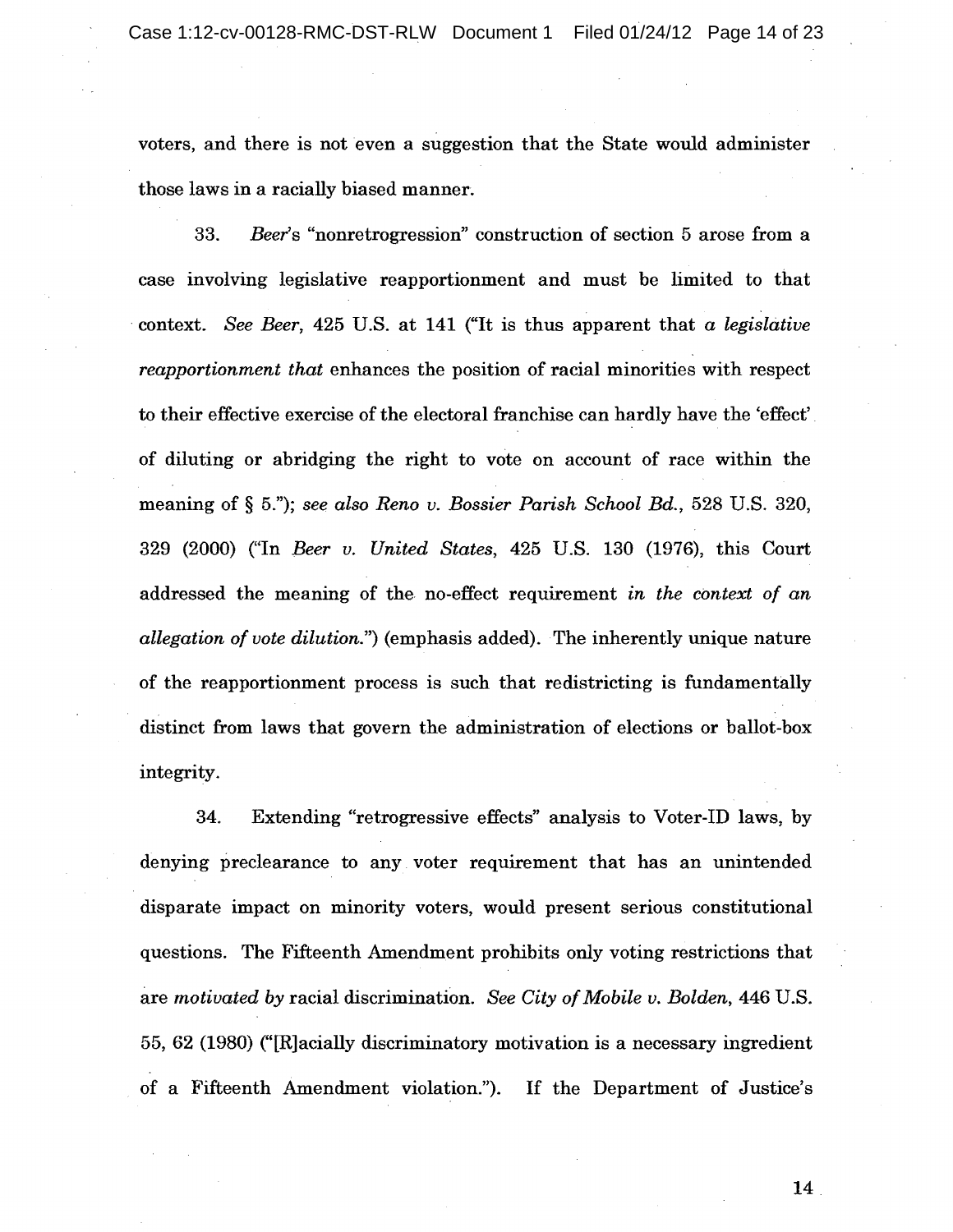voters, and there is not even a suggestion that the State would administer those laws in a racially biased manner.

33. *Beer*'s "nonretrogression" construction of section 5 arose from a case involving legislative reapportionment and must be limited to that context. *See Beer*, 425 U.S. at 141 ("It is thus apparent that *a legislative reapportionment that* enhances the position of racial minorities with respect to their effective exercise of the electoral franchise can hardly have the 'effect' of diluting or abridging the right to vote on account of race within the meaning of § 5."); *see also Reno v. Bossier Parish School Bd.*, 528 U.S. 320, 329 (2000) ("In *Beer v. United States*, 425 U.S. 130 (1976), this Court addressed the meaning of the no-effect requirement *in the context of an allegation of vote dilution*.") (emphasis added). The inherently unique nature of the reapportionment process is such that redistricting is fundamentally distinct from laws that govern the administration of elections or ballot-box integrity.

34. Extending "retrogressive effects" analysis to Voter-ID laws, by denying preclearance to any voter requirement that has an unintended disparate impact on minority voters, would present serious constitutional questions. The Fifteenth Amendment prohibits only voting restrictions that are *motivated by* racial discrimination. *See City of Mobile v. Bolden*, 446 U.S. 55, 62 (1980) ("[R]acially discriminatory motivation is a necessary ingredient of a Fifteenth Amendment violation."). If the Department of Justice's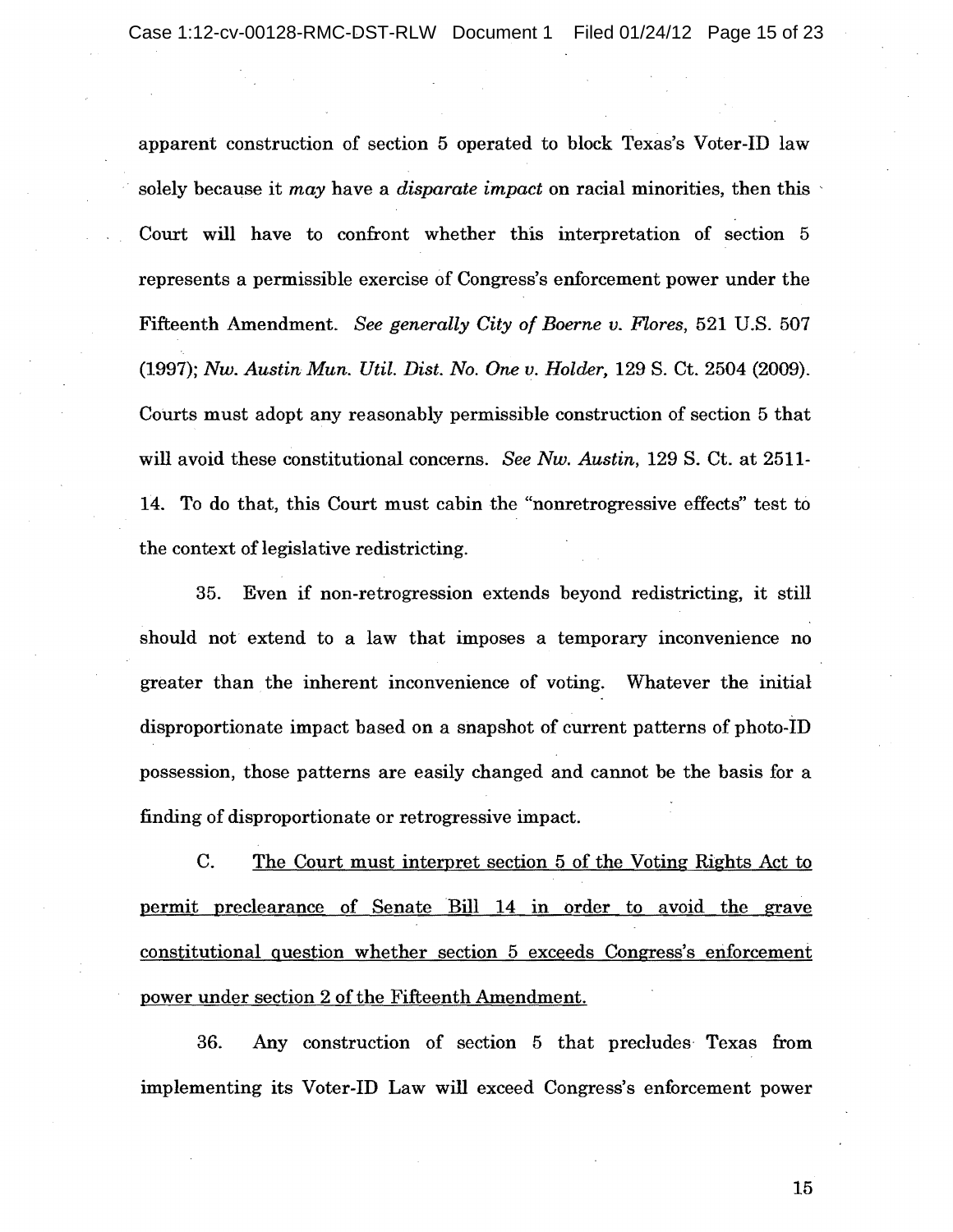apparent construction of section 5 operated to block Texas's Voter-ID law solely because it *may* have a *disparate impact* on racial minorities, then this Court will have to confront whether this interpretation of section 5 represents a permissible exercise of Congress's enforcement power under the Fifteenth Amendment. *See generally City of Boerne v. Flores*, 521 U.S. 507 (1997); *Nw. Austin Mun. Util. Dist. No. One v. Holder*, 129 S. Ct. 2504 (2009). Courts must adopt any reasonably permissible construction of section 5 that will avoid these constitutional concerns. *See Nw. Austin*, 129 S. Ct. at 2511-14. To do that, this Court must cabin the "nonretrogressive effects" test to the context of legislative redistricting.

35. Even if non-retrogression extends beyond redistricting, it still should not extend to a law that imposes a temporary inconvenience no greater than the inherent inconvenience of voting. Whatever the initial disproportionate impact based on a snapshot of current patterns of photo-ID possession, those patterns are easily changed and cannot be the basis for a finding of disproportionate or retrogressive impact.

C. <u>The Court must interpret section 5 of the Voting Rights Act to permit preclearance of Senate Bill 14 in order to avoid the grave constitutional question whether section 5 exceeds Congress's enforcement power under section 2 of the Fifteenth Amendment.</u>

36. Any construction of section 5 that precludes Texas from implementing its Voter-ID Law will exceed Congress's enforcement power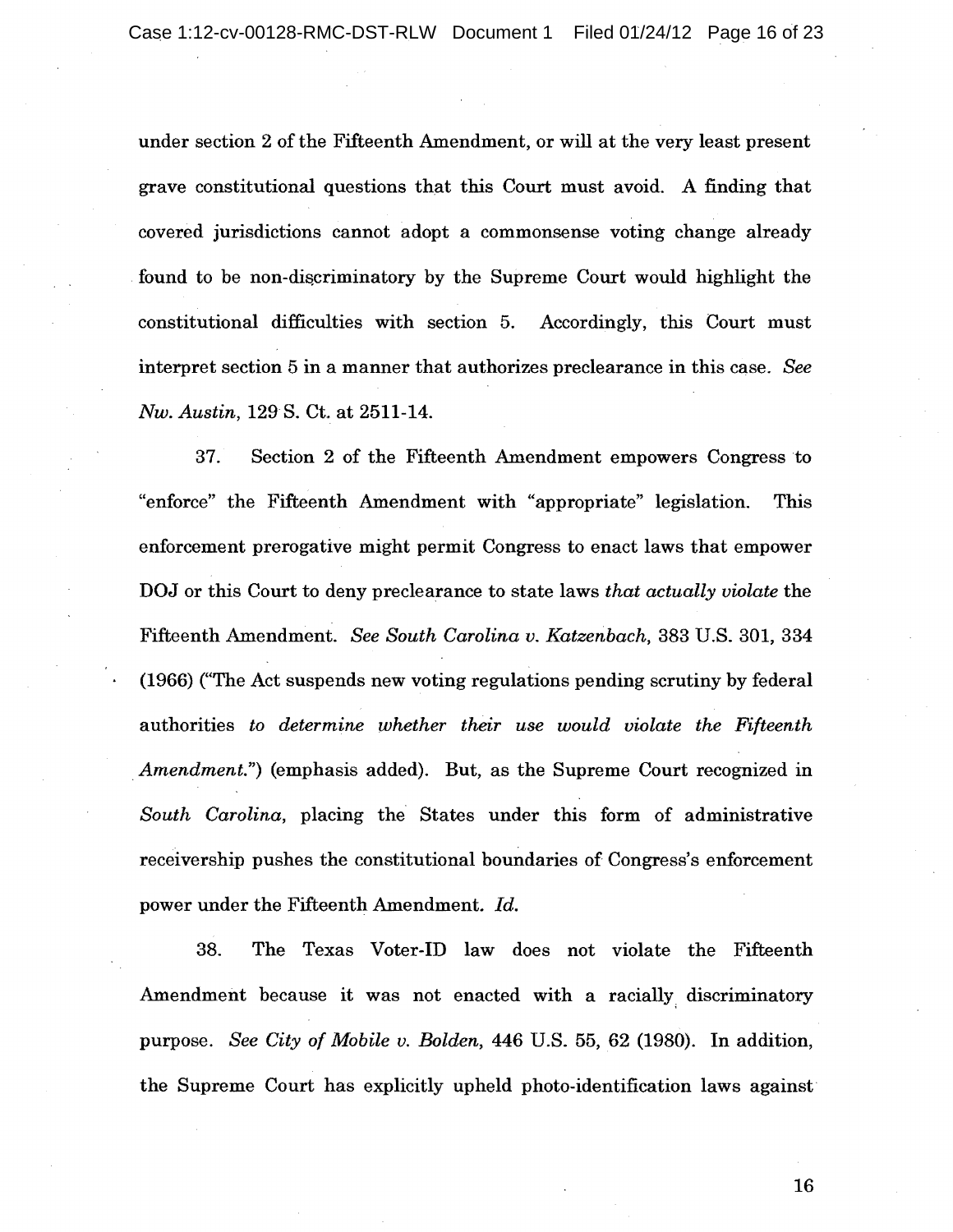under section 2 of the Fifteenth Amendment, or will at the very least present grave constitutional questions that this Court must avoid. A finding that covered jurisdictions cannot adopt a commonsense voting change already found to be non-discriminatory by the Supreme Court would highlight the constitutional difficulties with section 5. Accordingly, this Court must interpret section 5 in a manner that authorizes preclearance in this case. *See Nw. Austin*, 129 S. Ct. at 2511-14.

37. Section 2 of the Fifteenth Amendment empowers Congress to "enforce" the Fifteenth Amendment with "appropriate" legislation. This enforcement prerogative might permit Congress to enact laws that empower DOJ or this Court to deny preclearance to state laws *that actually violate* the Fifteenth Amendment. *See South Carolina v. Katzenbach*, 383 U.S. 301, 334 (1966) ("The Act suspends new voting regulations pending scrutiny by federal authorities *to determine whether their use would violate the Fifteenth Amendment.*") (emphasis added). But, as the Supreme Court recognized in *South Carolina*, placing the States under this form of administrative receivership pushes the constitutional boundaries of Congress's enforcement power under the Fifteenth Amendment. *Id.*

38. The Texas Voter-ID law does not violate the Fifteenth Amendment because it was not enacted with a racially discriminatory purpose. *See City of Mobile v. Bolden*, 446 U.S. 55, 62 (1980). In addition, the Supreme Court has explicitly upheld photo-identification laws against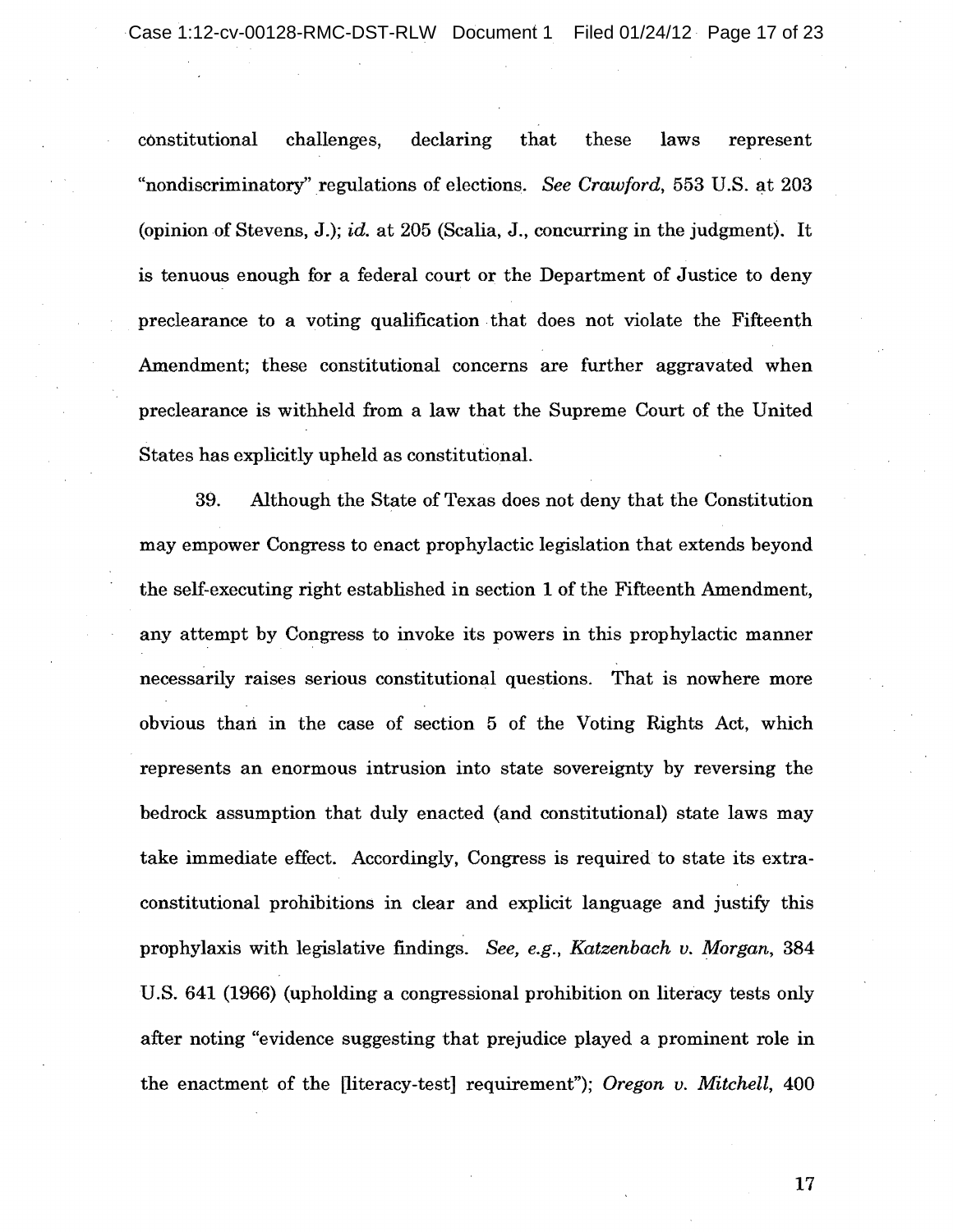constitutional challenges, declaring that these laws represent "nondiscriminatory" regulations of elections. *See Crawford*, 553 U.S. at 203 (opinion of Stevens, J.); *id.* at 205 (Scalia, J., concurring in the judgment). It is tenuous enough for a federal court or the Department of Justice to deny preclearance to a voting qualification that does not violate the Fifteenth Amendment; these constitutional concerns are further aggravated when preclearance is withheld from a law that the Supreme Court of the United States has explicitly upheld as constitutional.

39. Although the State of Texas does not deny that the Constitution may empower Congress to enact prophylactic legislation that extends beyond the self-executing right established in section 1 of the Fifteenth Amendment, any attempt by Congress to invoke its powers in this prophylactic manner necessarily raises serious constitutional questions. That is nowhere more obvious than in the case of section 5 of the Voting Rights Act, which represents an enormous intrusion into state sovereignty by reversing the bedrock assumption that duly enacted (and constitutional) state laws may take immediate effect. Accordingly, Congress is required to state its extra-constitutional prohibitions in clear and explicit language and justify this prophylaxis with legislative findings. *See, e.g., Katzenbach v. Morgan*, 384 U.S. 641 (1966) (upholding a congressional prohibition on literacy tests only after noting "evidence suggesting that prejudice played a prominent role in the enactment of the [literacy-test] requirement"); *Oregon v. Mitchell*, 400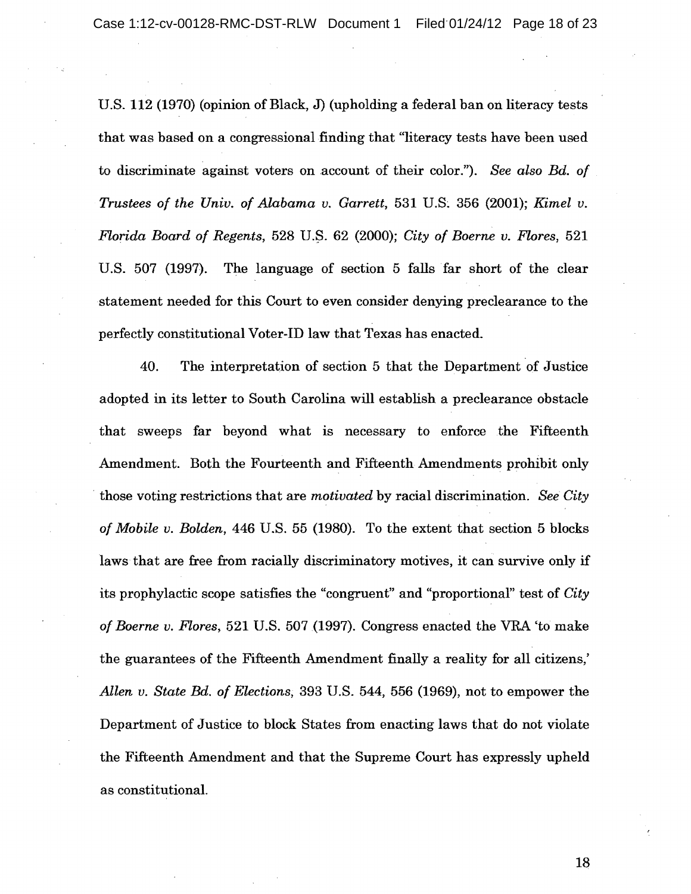U.S. 112 (1970) (opinion of Black, J) (upholding a federal ban on literacy tests that was based on a congressional finding that "literacy tests have been used to discriminate against voters on account of their color."). *See also Bd. of Trustees of the Univ. of Alabama v. Garrett*, 531 U.S. 356 (2001); *Kimel v. Florida Board of Regents*, 528 U.S. 62 (2000); *City of Boerne v. Flores*, 521 U.S. 507 (1997). The language of section 5 falls far short of the clear statement needed for this Court to even consider denying preclearance to the perfectly constitutional Voter-ID law that Texas has enacted.

40. The interpretation of section 5 that the Department of Justice adopted in its letter to South Carolina will establish a preclearance obstacle that sweeps far beyond what is necessary to enforce the Fifteenth Amendment. Both the Fourteenth and Fifteenth Amendments prohibit only those voting restrictions that are *motivated* by racial discrimination. *See City of Mobile v. Bolden*, 446 U.S. 55 (1980). To the extent that section 5 blocks laws that are free from racially discriminatory motives, it can survive only if its prophylactic scope satisfies the "congruent" and "proportional" test of *City of Boerne v. Flores*, 521 U.S. 507 (1997). Congress enacted the VRA 'to make the guarantees of the Fifteenth Amendment finally a reality for all citizens,' *Allen v. State Bd. of Elections*, 393 U.S. 544, 556 (1969), not to empower the Department of Justice to block States from enacting laws that do not violate the Fifteenth Amendment and that the Supreme Court has expressly upheld as constitutional.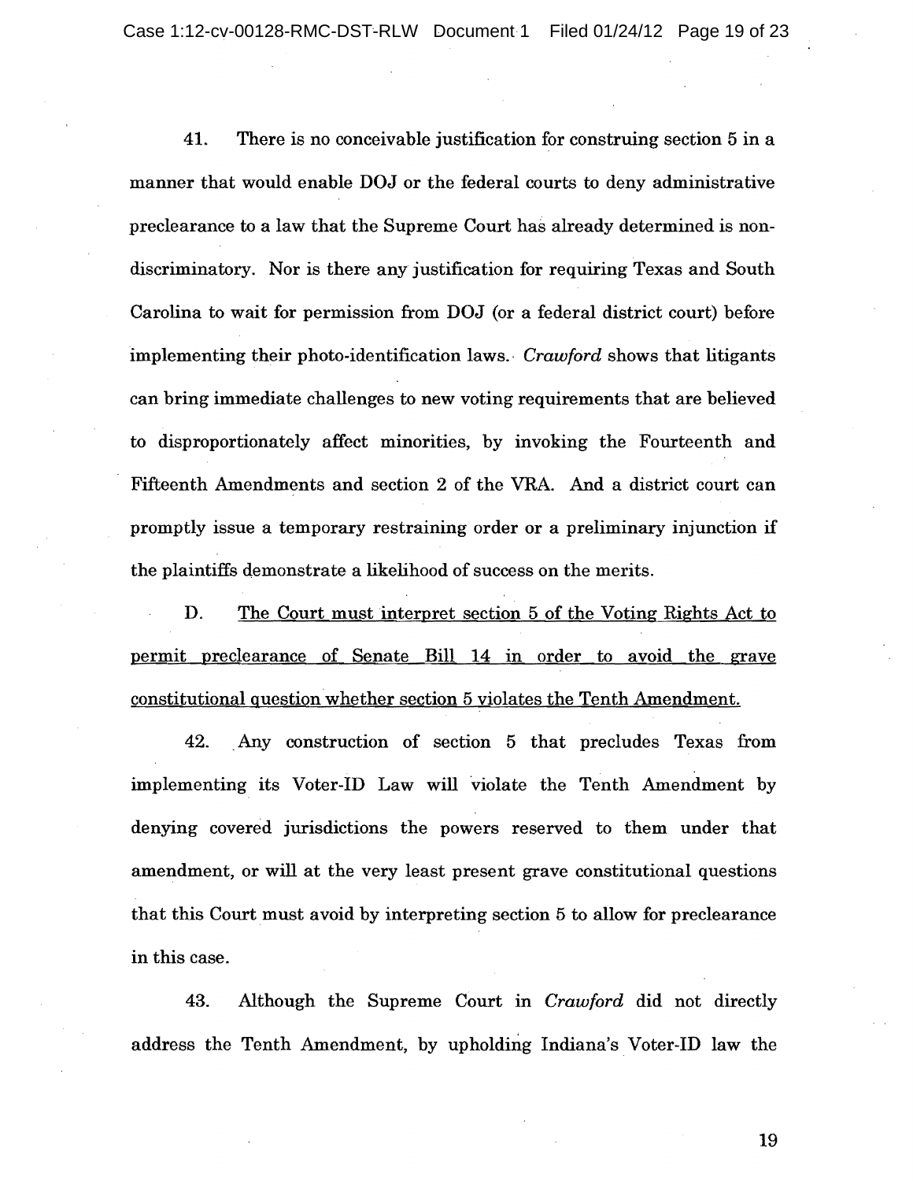41. There is no conceivable justification for construing section 5 in a manner that would enable DOJ or the federal courts to deny administrative preclearance to a law that the Supreme Court has already determined is non-discriminatory. Nor is there any justification for requiring Texas and South Carolina to wait for permission from DOJ (or a federal district court) before implementing their photo-identification laws. *Crawford* shows that litigants can bring immediate challenges to new voting requirements that are believed to disproportionately affect minorities, by invoking the Fourteenth and Fifteenth Amendments and section 2 of the VRA. And a district court can promptly issue a temporary restraining order or a preliminary injunction if the plaintiffs demonstrate a likelihood of success on the merits.

D. <u>The Court must interpret section 5 of the Voting Rights Act to permit preclearance of Senate Bill 14 in order to avoid the grave constitutional question whether section 5 violates the Tenth Amendment.</u>

42. Any construction of section 5 that precludes Texas from implementing its Voter-ID Law will violate the Tenth Amendment by denying covered jurisdictions the powers reserved to them under that amendment, or will at the very least present grave constitutional questions that this Court must avoid by interpreting section 5 to allow for preclearance in this case.

43. Although the Supreme Court in *Crawford* did not directly address the Tenth Amendment, by upholding Indiana's Voter-ID law the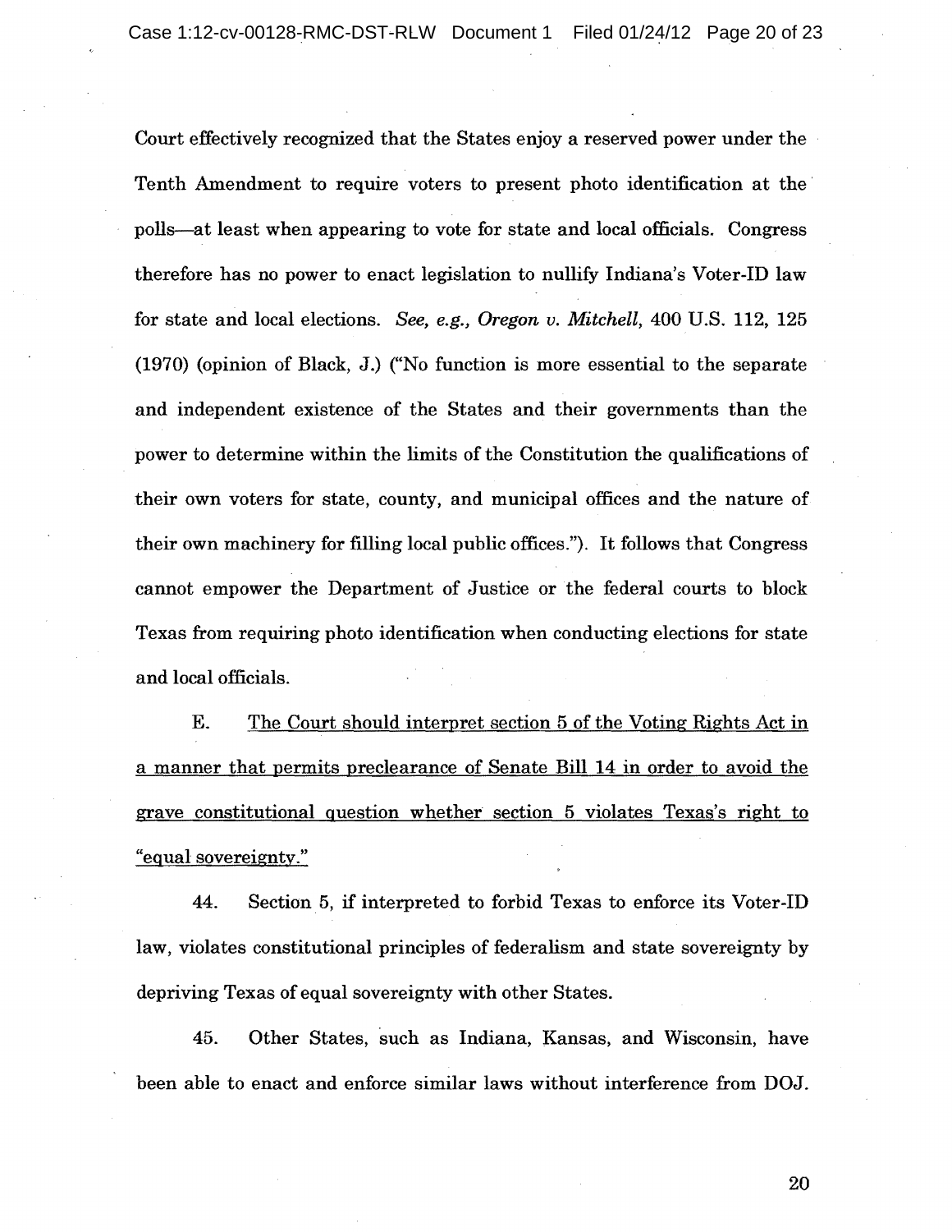Court effectively recognized that the States enjoy a reserved power under the Tenth Amendment to require voters to present photo identification at the polls—at least when appearing to vote for state and local officials. Congress therefore has no power to enact legislation to nullify Indiana's Voter-ID law for state and local elections. *See, e.g., Oregon v. Mitchell*, 400 U.S. 112, 125 (1970) (opinion of Black, J.) ("No function is more essential to the separate and independent existence of the States and their governments than the power to determine within the limits of the Constitution the qualifications of their own voters for state, county, and municipal offices and the nature of their own machinery for filling local public offices."). It follows that Congress cannot empower the Department of Justice or the federal courts to block Texas from requiring photo identification when conducting elections for state and local officials.

E. <u>The Court should interpret section 5 of the Voting Rights Act in a manner that permits preclearance of Senate Bill 14 in order to avoid the grave constitutional question whether section 5 violates Texas's right to "equal sovereignty."</u>

44. Section 5, if interpreted to forbid Texas to enforce its Voter-ID law, violates constitutional principles of federalism and state sovereignty by depriving Texas of equal sovereignty with other States.

45. Other States, such as Indiana, Kansas, and Wisconsin, have been able to enact and enforce similar laws without interference from DOJ.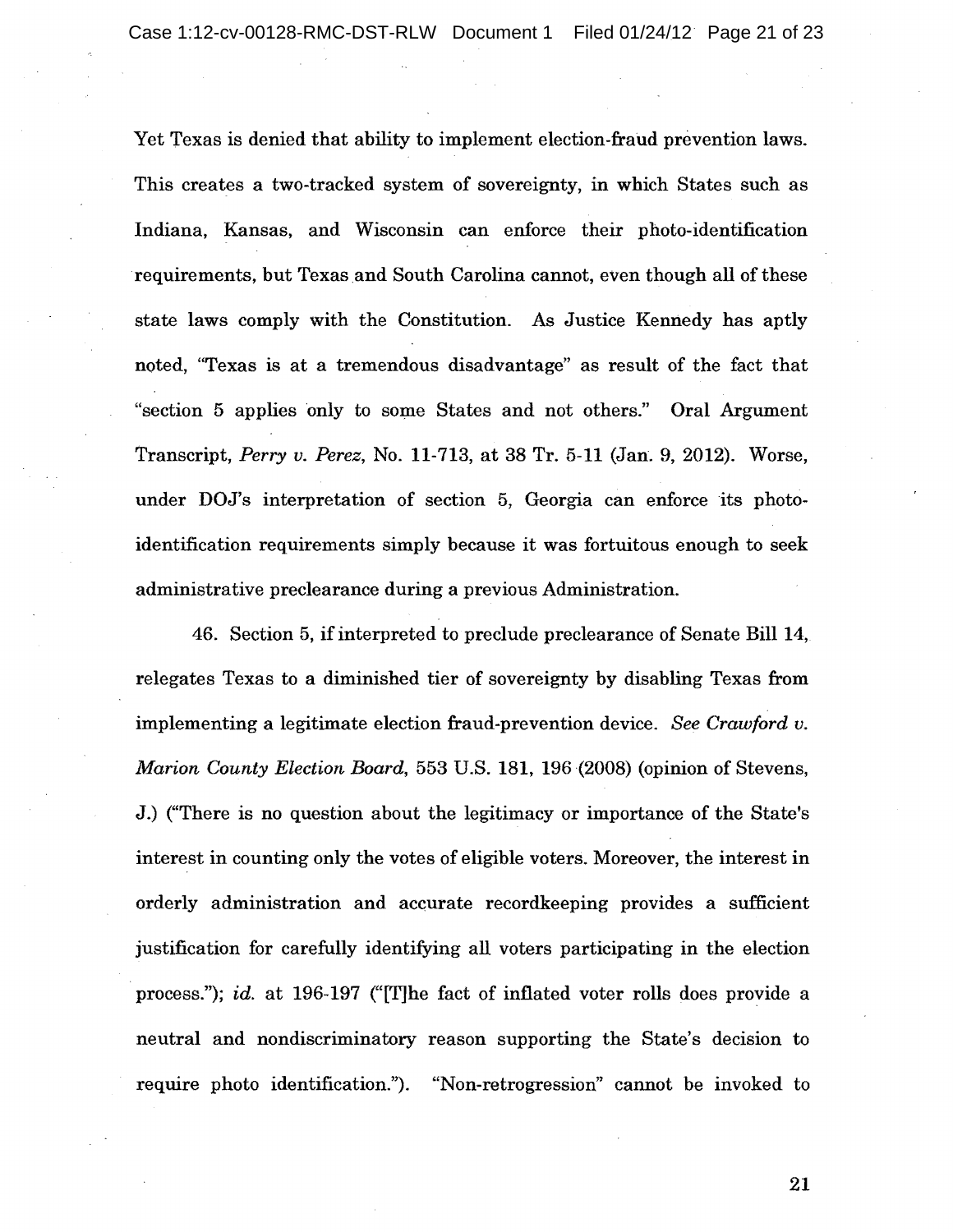Yet Texas is denied that ability to implement election-fraud prevention laws. This creates a two-tracked system of sovereignty, in which States such as Indiana, Kansas, and Wisconsin can enforce their photo-identification requirements, but Texas and South Carolina cannot, even though all of these state laws comply with the Constitution. As Justice Kennedy has aptly noted, "Texas is at a tremendous disadvantage" as result of the fact that "section 5 applies only to some States and not others." Oral Argument Transcript, *Perry v. Perez*, No. 11-713, at 38 Tr. 5-11 (Jan. 9, 2012). Worse, under DOJ's interpretation of section 5, Georgia can enforce its photo-identification requirements simply because it was fortuitous enough to seek administrative preclearance during a previous Administration.

46. Section 5, if interpreted to preclude preclearance of Senate Bill 14, relegates Texas to a diminished tier of sovereignty by disabling Texas from implementing a legitimate election fraud-prevention device. *See Crawford v. Marion County Election Board*, 553 U.S. 181, 196 (2008) (opinion of Stevens, J.) ("There is no question about the legitimacy or importance of the State's interest in counting only the votes of eligible voters. Moreover, the interest in orderly administration and accurate recordkeeping provides a sufficient justification for carefully identifying all voters participating in the election process."); *id.* at 196-197 ("[T]he fact of inflated voter rolls does provide a neutral and nondiscriminatory reason supporting the State's decision to require photo identification."). "Non-retrogression" cannot be invoked to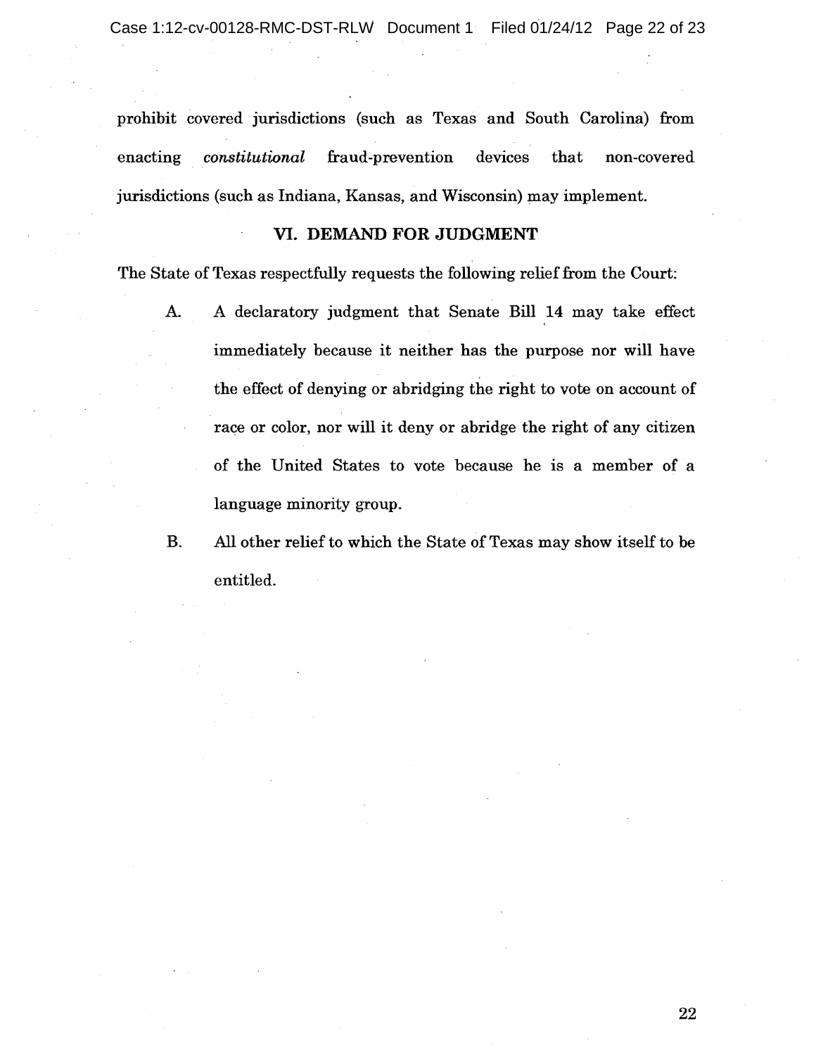prohibit covered jurisdictions (such as Texas and South Carolina) from enacting *constitutional* fraud-prevention devices that non-covered jurisdictions (such as Indiana, Kansas, and Wisconsin) may implement.

## VI. DEMAND FOR JUDGMENT

The State of Texas respectfully requests the following relief from the Court:

A. A declaratory judgment that Senate Bill 14 may take effect immediately because it neither has the purpose nor will have the effect of denying or abridging the right to vote on account of race or color, nor will it deny or abridge the right of any citizen of the United States to vote because he is a member of a language minority group.

B. All other relief to which the State of Texas may show itself to be entitled.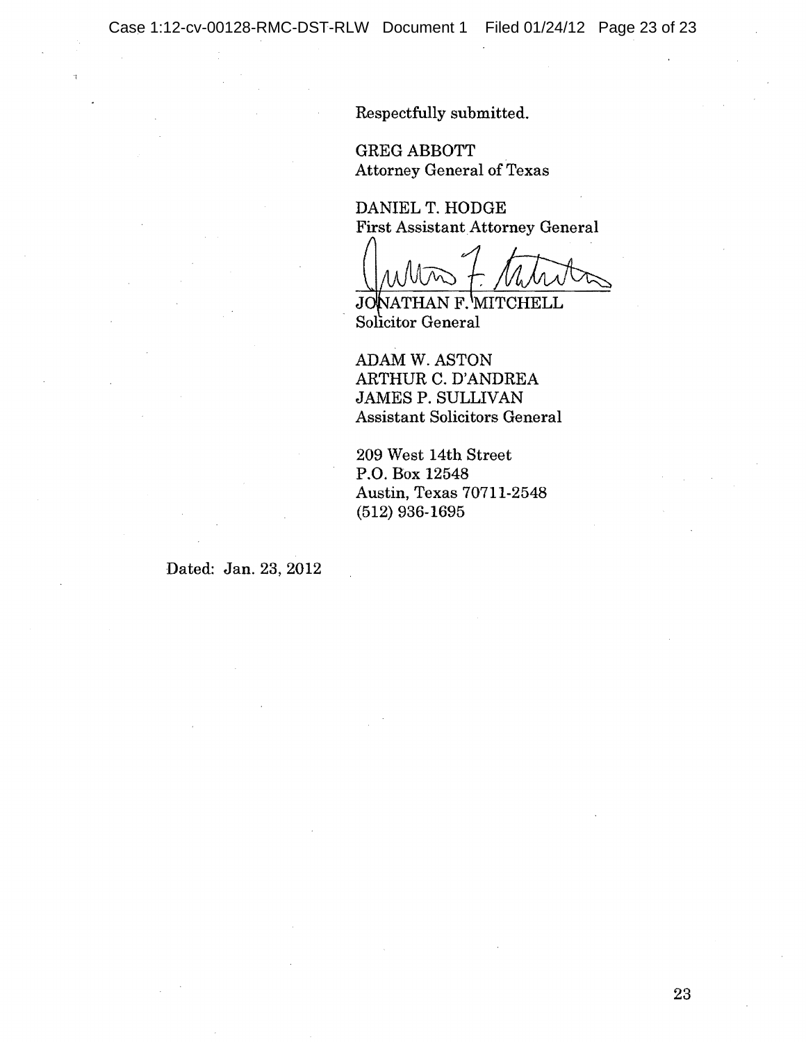Respectfully submitted.

GREG ABBOTT
Attorney General of Texas

DANIEL T. HODGE
First Assistant Attorney General

JONATHAN F. MITCHELL
Solicitor General

ADAM W. ASTON
ARTHUR C. D'ANDREA
JAMES P. SULLIVAN
Assistant Solicitors General

209 West 14th Street
P.O. Box 12548
Austin, Texas 70711-2548
(512) 936-1695

Dated: Jan. 23, 2012